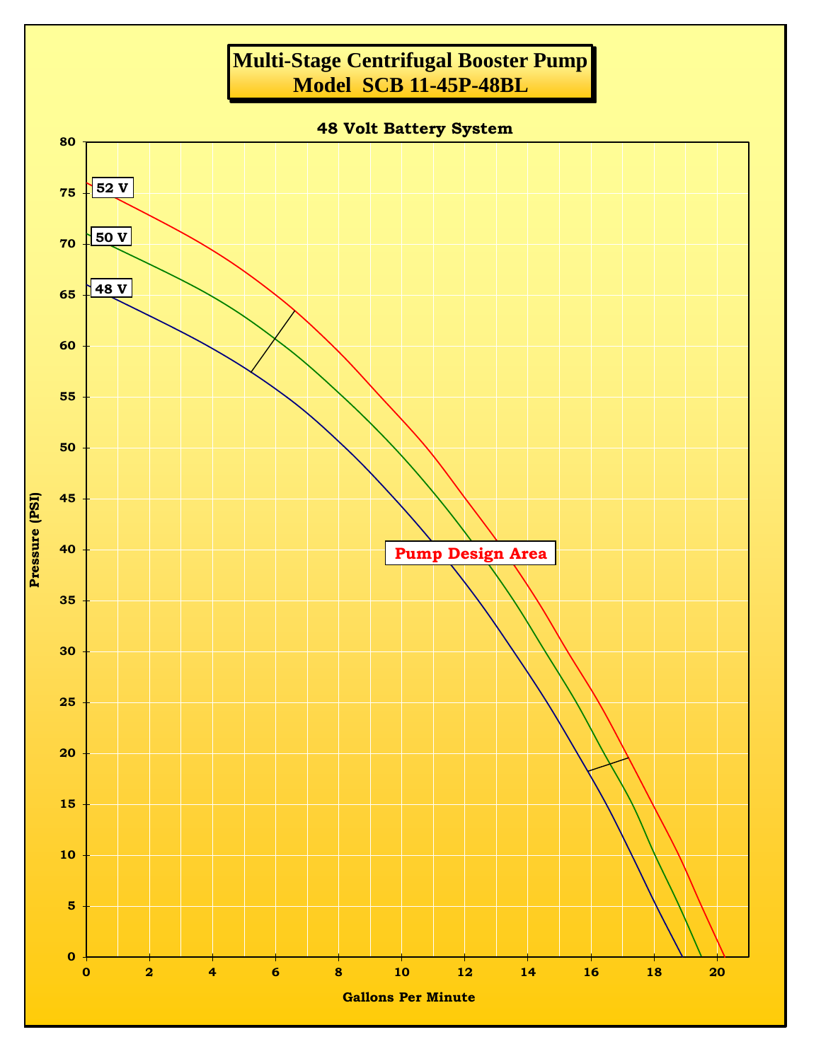# Multi-Stage Centrifugal Booster Pump
## Model SCB 11-45P-48BL

**48 Volt Battery System**

Pressure (PSI): 0, 5, 10, 15, 20, 25, 30, 35, 40, 45, 50, 55, 60, 65, 70, 75, 80

Gallons Per Minute: 0, 2, 4, 6, 8, 10, 12, 14, 16, 18, 20

52 V

50 V

48 V

Pump Design Area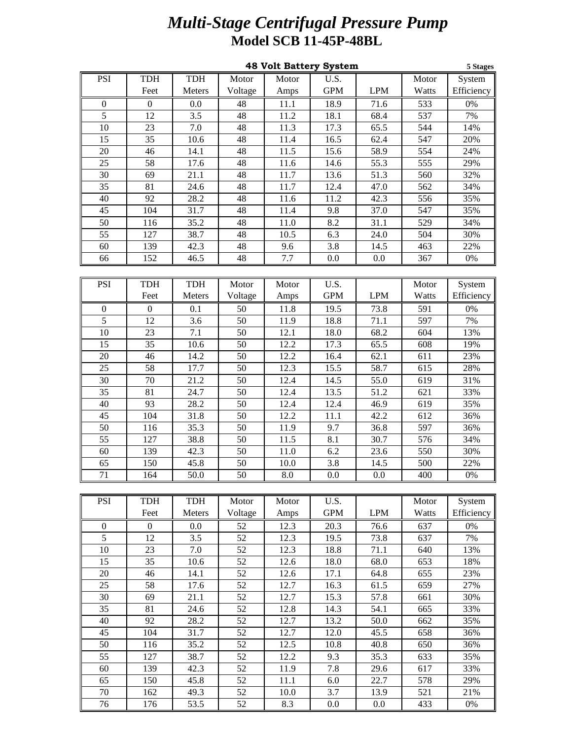# *Multi-Stage Centrifugal Pressure Pump*

## Model SCB 11-45P-48BL

**48 Volt Battery System** **5 Stages**

| PSI | TDH Feet | TDH Meters | Motor Voltage | Motor Amps | U.S. GPM | LPM | Motor Watts | System Efficiency |
|---|---|---|---|---|---|---|---|---|
| 0 | 0 | 0.0 | 48 | 11.1 | 18.9 | 71.6 | 533 | 0% |
| 5 | 12 | 3.5 | 48 | 11.2 | 18.1 | 68.4 | 537 | 7% |
| 10 | 23 | 7.0 | 48 | 11.3 | 17.3 | 65.5 | 544 | 14% |
| 15 | 35 | 10.6 | 48 | 11.4 | 16.5 | 62.4 | 547 | 20% |
| 20 | 46 | 14.1 | 48 | 11.5 | 15.6 | 58.9 | 554 | 24% |
| 25 | 58 | 17.6 | 48 | 11.6 | 14.6 | 55.3 | 555 | 29% |
| 30 | 69 | 21.1 | 48 | 11.7 | 13.6 | 51.3 | 560 | 32% |
| 35 | 81 | 24.6 | 48 | 11.7 | 12.4 | 47.0 | 562 | 34% |
| 40 | 92 | 28.2 | 48 | 11.6 | 11.2 | 42.3 | 556 | 35% |
| 45 | 104 | 31.7 | 48 | 11.4 | 9.8 | 37.0 | 547 | 35% |
| 50 | 116 | 35.2 | 48 | 11.0 | 8.2 | 31.1 | 529 | 34% |
| 55 | 127 | 38.7 | 48 | 10.5 | 6.3 | 24.0 | 504 | 30% |
| 60 | 139 | 42.3 | 48 | 9.6 | 3.8 | 14.5 | 463 | 22% |
| 66 | 152 | 46.5 | 48 | 7.7 | 0.0 | 0.0 | 367 | 0% |

| PSI | TDH Feet | TDH Meters | Motor Voltage | Motor Amps | U.S. GPM | LPM | Motor Watts | System Efficiency |
|---|---|---|---|---|---|---|---|---|
| 0 | 0 | 0.1 | 50 | 11.8 | 19.5 | 73.8 | 591 | 0% |
| 5 | 12 | 3.6 | 50 | 11.9 | 18.8 | 71.1 | 597 | 7% |
| 10 | 23 | 7.1 | 50 | 12.1 | 18.0 | 68.2 | 604 | 13% |
| 15 | 35 | 10.6 | 50 | 12.2 | 17.3 | 65.5 | 608 | 19% |
| 20 | 46 | 14.2 | 50 | 12.2 | 16.4 | 62.1 | 611 | 23% |
| 25 | 58 | 17.7 | 50 | 12.3 | 15.5 | 58.7 | 615 | 28% |
| 30 | 70 | 21.2 | 50 | 12.4 | 14.5 | 55.0 | 619 | 31% |
| 35 | 81 | 24.7 | 50 | 12.4 | 13.5 | 51.2 | 621 | 33% |
| 40 | 93 | 28.2 | 50 | 12.4 | 12.4 | 46.9 | 619 | 35% |
| 45 | 104 | 31.8 | 50 | 12.2 | 11.1 | 42.2 | 612 | 36% |
| 50 | 116 | 35.3 | 50 | 11.9 | 9.7 | 36.8 | 597 | 36% |
| 55 | 127 | 38.8 | 50 | 11.5 | 8.1 | 30.7 | 576 | 34% |
| 60 | 139 | 42.3 | 50 | 11.0 | 6.2 | 23.6 | 550 | 30% |
| 65 | 150 | 45.8 | 50 | 10.0 | 3.8 | 14.5 | 500 | 22% |
| 71 | 164 | 50.0 | 50 | 8.0 | 0.0 | 0.0 | 400 | 0% |

| PSI | TDH Feet | TDH Meters | Motor Voltage | Motor Amps | U.S. GPM | LPM | Motor Watts | System Efficiency |
|---|---|---|---|---|---|---|---|---|
| 0 | 0 | 0.0 | 52 | 12.3 | 20.3 | 76.6 | 637 | 0% |
| 5 | 12 | 3.5 | 52 | 12.3 | 19.5 | 73.8 | 637 | 7% |
| 10 | 23 | 7.0 | 52 | 12.3 | 18.8 | 71.1 | 640 | 13% |
| 15 | 35 | 10.6 | 52 | 12.6 | 18.0 | 68.0 | 653 | 18% |
| 20 | 46 | 14.1 | 52 | 12.6 | 17.1 | 64.8 | 655 | 23% |
| 25 | 58 | 17.6 | 52 | 12.7 | 16.3 | 61.5 | 659 | 27% |
| 30 | 69 | 21.1 | 52 | 12.7 | 15.3 | 57.8 | 661 | 30% |
| 35 | 81 | 24.6 | 52 | 12.8 | 14.3 | 54.1 | 665 | 33% |
| 40 | 92 | 28.2 | 52 | 12.7 | 13.2 | 50.0 | 662 | 35% |
| 45 | 104 | 31.7 | 52 | 12.7 | 12.0 | 45.5 | 658 | 36% |
| 50 | 116 | 35.2 | 52 | 12.5 | 10.8 | 40.8 | 650 | 36% |
| 55 | 127 | 38.7 | 52 | 12.2 | 9.3 | 35.3 | 633 | 35% |
| 60 | 139 | 42.3 | 52 | 11.9 | 7.8 | 29.6 | 617 | 33% |
| 65 | 150 | 45.8 | 52 | 11.1 | 6.0 | 22.7 | 578 | 29% |
| 70 | 162 | 49.3 | 52 | 10.0 | 3.7 | 13.9 | 521 | 21% |
| 76 | 176 | 53.5 | 52 | 8.3 | 0.0 | 0.0 | 433 | 0% |